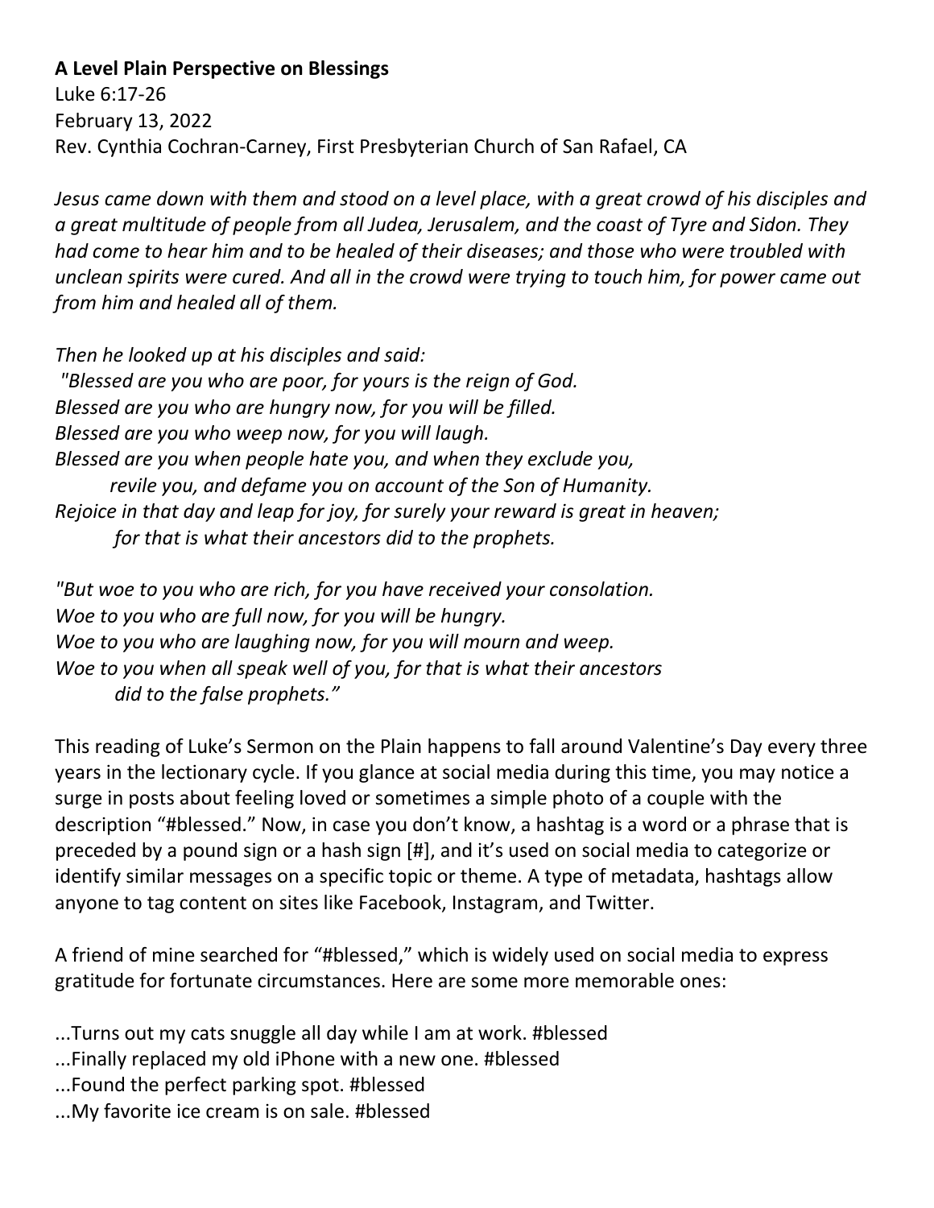**A Level Plain Perspective on Blessings**
Luke 6:17-26
February 13, 2022
Rev. Cynthia Cochran-Carney, First Presbyterian Church of San Rafael, CA

*Jesus came down with them and stood on a level place, with a great crowd of his disciples and a great multitude of people from all Judea, Jerusalem, and the coast of Tyre and Sidon. They had come to hear him and to be healed of their diseases; and those who were troubled with unclean spirits were cured. And all in the crowd were trying to touch him, for power came out from him and healed all of them.*

*Then he looked up at his disciples and said:*
*"Blessed are you who are poor, for yours is the reign of God.*
*Blessed are you who are hungry now, for you will be filled.*
*Blessed are you who weep now, for you will laugh.*
*Blessed are you when people hate you, and when they exclude you,*
*revile you, and defame you on account of the Son of Humanity.*
*Rejoice in that day and leap for joy, for surely your reward is great in heaven;*
*for that is what their ancestors did to the prophets.*

*"But woe to you who are rich, for you have received your consolation.*
*Woe to you who are full now, for you will be hungry.*
*Woe to you who are laughing now, for you will mourn and weep.*
*Woe to you when all speak well of you, for that is what their ancestors*
*did to the false prophets."*

This reading of Luke's Sermon on the Plain happens to fall around Valentine's Day every three years in the lectionary cycle. If you glance at social media during this time, you may notice a surge in posts about feeling loved or sometimes a simple photo of a couple with the description "#blessed." Now, in case you don't know, a hashtag is a word or a phrase that is preceded by a pound sign or a hash sign [#], and it's used on social media to categorize or identify similar messages on a specific topic or theme. A type of metadata, hashtags allow anyone to tag content on sites like Facebook, Instagram, and Twitter.

A friend of mine searched for "#blessed," which is widely used on social media to express gratitude for fortunate circumstances. Here are some more memorable ones:

...Turns out my cats snuggle all day while I am at work. #blessed
...Finally replaced my old iPhone with a new one. #blessed
...Found the perfect parking spot. #blessed
...My favorite ice cream is on sale. #blessed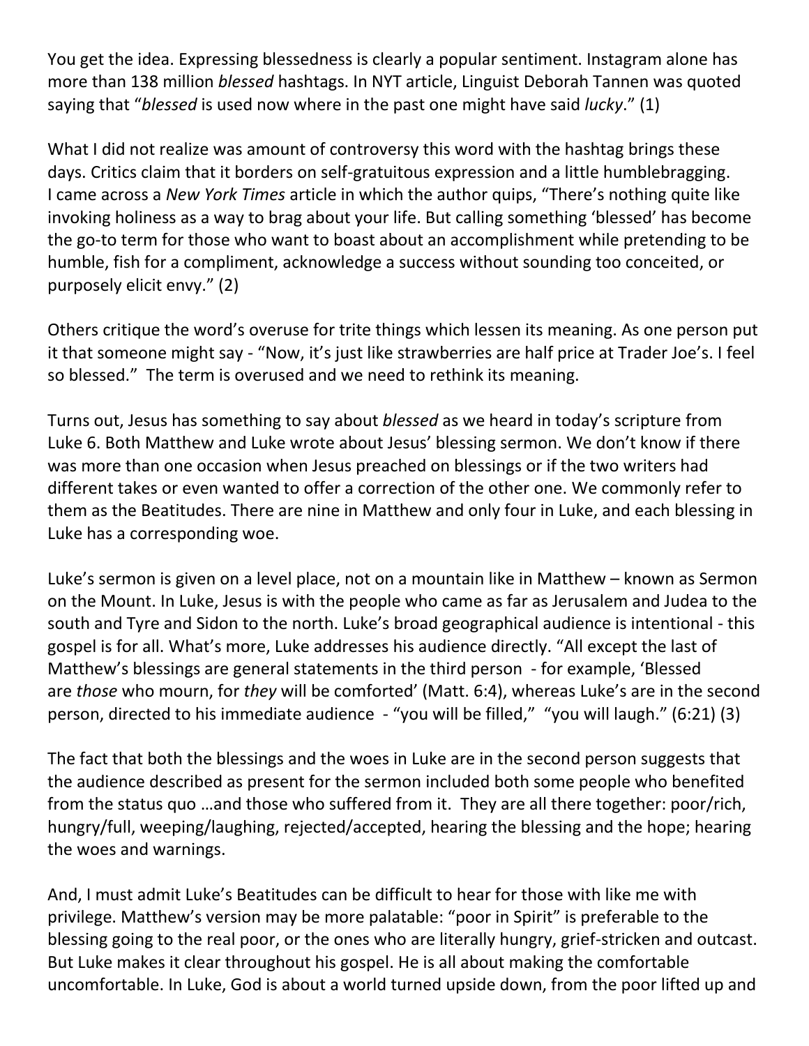You get the idea. Expressing blessedness is clearly a popular sentiment. Instagram alone has more than 138 million *blessed* hashtags. In NYT article, Linguist Deborah Tannen was quoted saying that "*blessed* is used now where in the past one might have said *lucky*." (1)

What I did not realize was amount of controversy this word with the hashtag brings these days. Critics claim that it borders on self-gratuitous expression and a little humblebragging. I came across a *New York Times* article in which the author quips, "There's nothing quite like invoking holiness as a way to brag about your life. But calling something 'blessed' has become the go-to term for those who want to boast about an accomplishment while pretending to be humble, fish for a compliment, acknowledge a success without sounding too conceited, or purposely elicit envy." (2)

Others critique the word's overuse for trite things which lessen its meaning. As one person put it that someone might say - "Now, it's just like strawberries are half price at Trader Joe's. I feel so blessed." The term is overused and we need to rethink its meaning.

Turns out, Jesus has something to say about *blessed* as we heard in today's scripture from Luke 6. Both Matthew and Luke wrote about Jesus' blessing sermon. We don't know if there was more than one occasion when Jesus preached on blessings or if the two writers had different takes or even wanted to offer a correction of the other one. We commonly refer to them as the Beatitudes. There are nine in Matthew and only four in Luke, and each blessing in Luke has a corresponding woe.

Luke's sermon is given on a level place, not on a mountain like in Matthew – known as Sermon on the Mount. In Luke, Jesus is with the people who came as far as Jerusalem and Judea to the south and Tyre and Sidon to the north. Luke's broad geographical audience is intentional - this gospel is for all. What's more, Luke addresses his audience directly. "All except the last of Matthew's blessings are general statements in the third person - for example, 'Blessed are *those* who mourn, for *they* will be comforted' (Matt. 6:4), whereas Luke's are in the second person, directed to his immediate audience - "you will be filled," "you will laugh." (6:21) (3)

The fact that both the blessings and the woes in Luke are in the second person suggests that the audience described as present for the sermon included both some people who benefited from the status quo …and those who suffered from it. They are all there together: poor/rich, hungry/full, weeping/laughing, rejected/accepted, hearing the blessing and the hope; hearing the woes and warnings.

And, I must admit Luke's Beatitudes can be difficult to hear for those with like me with privilege. Matthew's version may be more palatable: "poor in Spirit" is preferable to the blessing going to the real poor, or the ones who are literally hungry, grief-stricken and outcast. But Luke makes it clear throughout his gospel. He is all about making the comfortable uncomfortable. In Luke, God is about a world turned upside down, from the poor lifted up and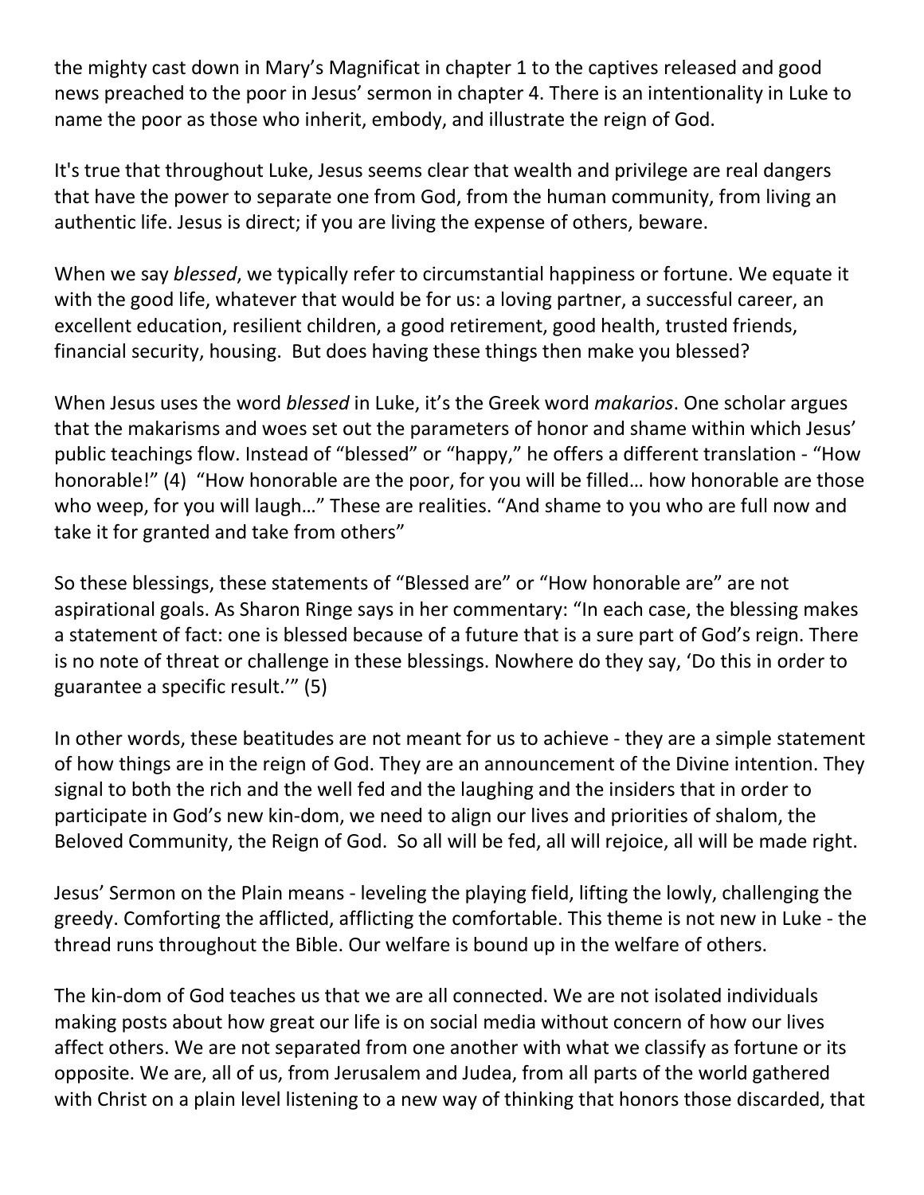the mighty cast down in Mary's Magnificat in chapter 1 to the captives released and good news preached to the poor in Jesus' sermon in chapter 4. There is an intentionality in Luke to name the poor as those who inherit, embody, and illustrate the reign of God.

It's true that throughout Luke, Jesus seems clear that wealth and privilege are real dangers that have the power to separate one from God, from the human community, from living an authentic life. Jesus is direct; if you are living the expense of others, beware.

When we say *blessed*, we typically refer to circumstantial happiness or fortune. We equate it with the good life, whatever that would be for us: a loving partner, a successful career, an excellent education, resilient children, a good retirement, good health, trusted friends, financial security, housing. But does having these things then make you blessed?

When Jesus uses the word *blessed* in Luke, it's the Greek word *makarios*. One scholar argues that the makarisms and woes set out the parameters of honor and shame within which Jesus' public teachings flow. Instead of "blessed" or "happy," he offers a different translation - "How honorable!" (4) "How honorable are the poor, for you will be filled… how honorable are those who weep, for you will laugh…" These are realities. "And shame to you who are full now and take it for granted and take from others"

So these blessings, these statements of "Blessed are" or "How honorable are" are not aspirational goals. As Sharon Ringe says in her commentary: "In each case, the blessing makes a statement of fact: one is blessed because of a future that is a sure part of God's reign. There is no note of threat or challenge in these blessings. Nowhere do they say, 'Do this in order to guarantee a specific result.'" (5)

In other words, these beatitudes are not meant for us to achieve - they are a simple statement of how things are in the reign of God. They are an announcement of the Divine intention. They signal to both the rich and the well fed and the laughing and the insiders that in order to participate in God's new kin-dom, we need to align our lives and priorities of shalom, the Beloved Community, the Reign of God. So all will be fed, all will rejoice, all will be made right.

Jesus' Sermon on the Plain means - leveling the playing field, lifting the lowly, challenging the greedy. Comforting the afflicted, afflicting the comfortable. This theme is not new in Luke - the thread runs throughout the Bible. Our welfare is bound up in the welfare of others.

The kin-dom of God teaches us that we are all connected. We are not isolated individuals making posts about how great our life is on social media without concern of how our lives affect others. We are not separated from one another with what we classify as fortune or its opposite. We are, all of us, from Jerusalem and Judea, from all parts of the world gathered with Christ on a plain level listening to a new way of thinking that honors those discarded, that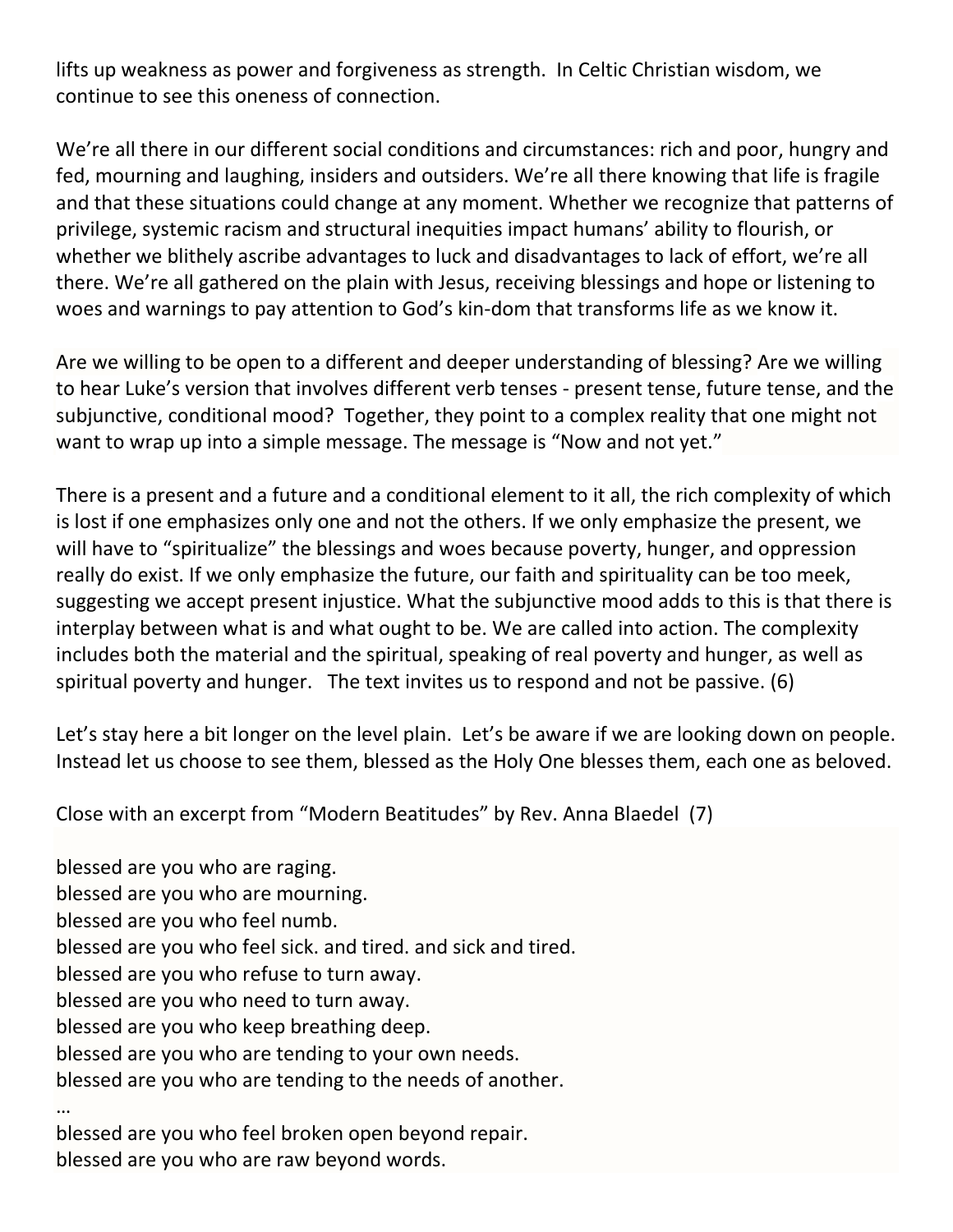lifts up weakness as power and forgiveness as strength. In Celtic Christian wisdom, we continue to see this oneness of connection.

We're all there in our different social conditions and circumstances: rich and poor, hungry and fed, mourning and laughing, insiders and outsiders. We're all there knowing that life is fragile and that these situations could change at any moment. Whether we recognize that patterns of privilege, systemic racism and structural inequities impact humans' ability to flourish, or whether we blithely ascribe advantages to luck and disadvantages to lack of effort, we're all there. We're all gathered on the plain with Jesus, receiving blessings and hope or listening to woes and warnings to pay attention to God's kin-dom that transforms life as we know it.

Are we willing to be open to a different and deeper understanding of blessing? Are we willing to hear Luke's version that involves different verb tenses - present tense, future tense, and the subjunctive, conditional mood? Together, they point to a complex reality that one might not want to wrap up into a simple message. The message is "Now and not yet."

There is a present and a future and a conditional element to it all, the rich complexity of which is lost if one emphasizes only one and not the others. If we only emphasize the present, we will have to "spiritualize" the blessings and woes because poverty, hunger, and oppression really do exist. If we only emphasize the future, our faith and spirituality can be too meek, suggesting we accept present injustice. What the subjunctive mood adds to this is that there is interplay between what is and what ought to be. We are called into action. The complexity includes both the material and the spiritual, speaking of real poverty and hunger, as well as spiritual poverty and hunger. The text invites us to respond and not be passive. (6)

Let's stay here a bit longer on the level plain. Let's be aware if we are looking down on people. Instead let us choose to see them, blessed as the Holy One blesses them, each one as beloved.

Close with an excerpt from "Modern Beatitudes" by Rev. Anna Blaedel (7)

blessed are you who are raging.
blessed are you who are mourning.
blessed are you who feel numb.
blessed are you who feel sick. and tired. and sick and tired.
blessed are you who refuse to turn away.
blessed are you who need to turn away.
blessed are you who keep breathing deep.
blessed are you who are tending to your own needs.
blessed are you who are tending to the needs of another.
…
blessed are you who feel broken open beyond repair.
blessed are you who are raw beyond words.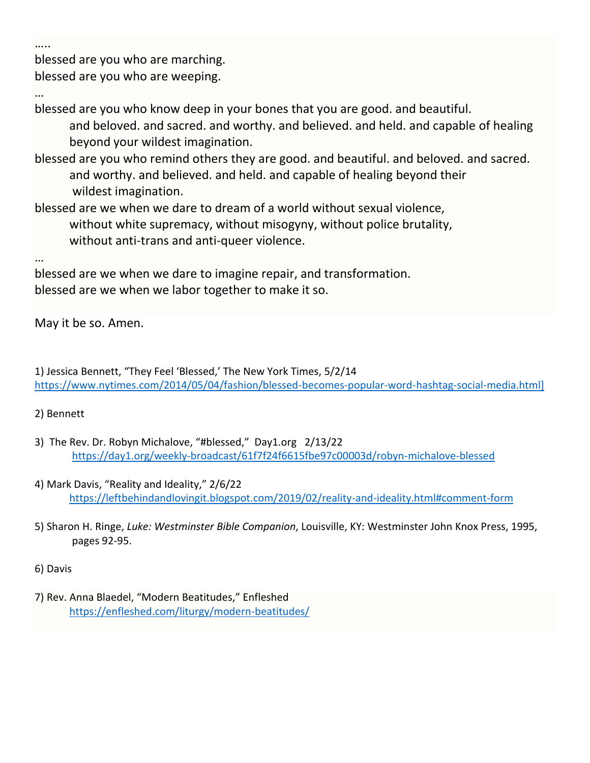…..

blessed are you who are marching.
blessed are you who are weeping.

…

blessed are you who know deep in your bones that you are good. and beautiful.
and beloved. and sacred. and worthy. and believed. and held. and capable of healing beyond your wildest imagination.

blessed are you who remind others they are good. and beautiful. and beloved. and sacred. and worthy. and believed. and held. and capable of healing beyond their wildest imagination.

blessed are we when we dare to dream of a world without sexual violence,
without white supremacy, without misogyny, without police brutality,
without anti-trans and anti-queer violence.

…

blessed are we when we dare to imagine repair, and transformation.
blessed are we when we labor together to make it so.

May it be so. Amen.

1) Jessica Bennett, "They Feel 'Blessed,' The New York Times, 5/2/14
https://www.nytimes.com/2014/05/04/fashion/blessed-becomes-popular-word-hashtag-social-media.html]

2) Bennett

3) The Rev. Dr. Robyn Michalove, "#blessed," Day1.org 2/13/22
https://day1.org/weekly-broadcast/61f7f24f6615fbe97c00003d/robyn-michalove-blessed

4) Mark Davis, "Reality and Ideality," 2/6/22
https://leftbehindandlovingit.blogspot.com/2019/02/reality-and-ideality.html#comment-form

5) Sharon H. Ringe, *Luke: Westminster Bible Companion*, Louisville, KY: Westminster John Knox Press, 1995, pages 92-95.

6) Davis

7) Rev. Anna Blaedel, "Modern Beatitudes," Enfleshed
https://enfleshed.com/liturgy/modern-beatitudes/